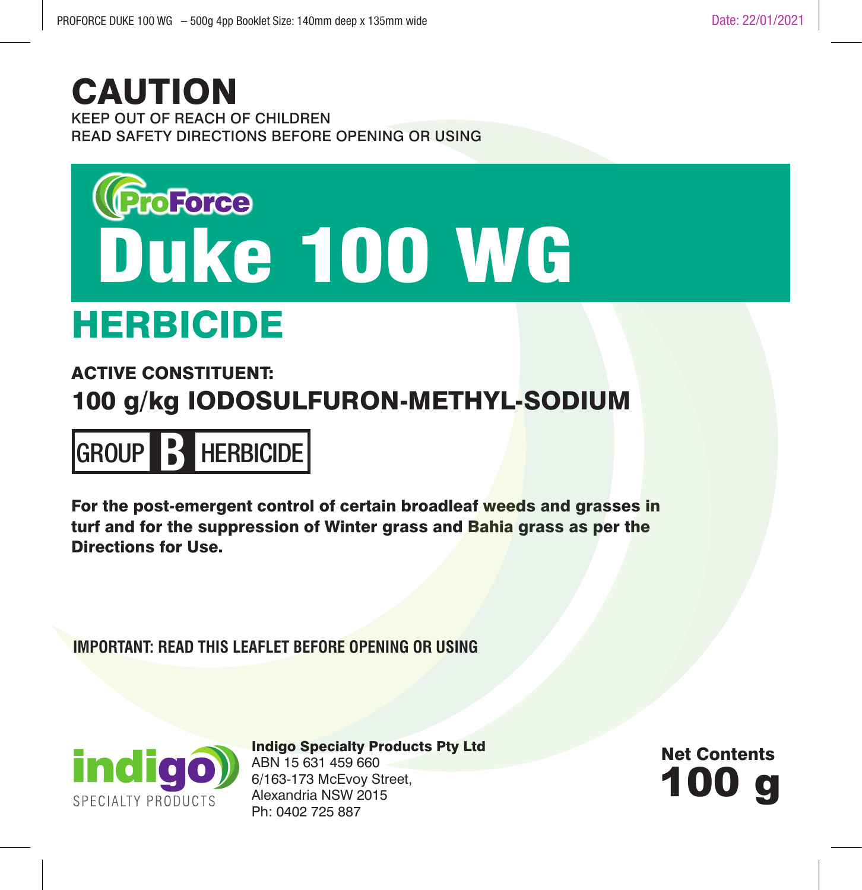# CAUTION

KEEP OUT OF REACH OF CHILDREN
READ SAFETY DIRECTIONS BEFORE OPENING OR USING

ProForce

# Duke 100 WG

## HERBICIDE

**ACTIVE CONSTITUENT:**
**100 g/kg IODOSULFURON-METHYL-SODIUM**

**GROUP B HERBICIDE**

**For the post-emergent control of certain broadleaf weeds and grasses in turf and for the suppression of Winter grass and Bahia grass as per the Directions for Use.**

**IMPORTANT: READ THIS LEAFLET BEFORE OPENING OR USING**

indigo SPECIALTY PRODUCTS

**Indigo Specialty Products Pty Ltd**
ABN 15 631 459 660
6/163-173 McEvoy Street,
Alexandria NSW 2015
Ph: 0402 725 887

**Net Contents**
**100 g**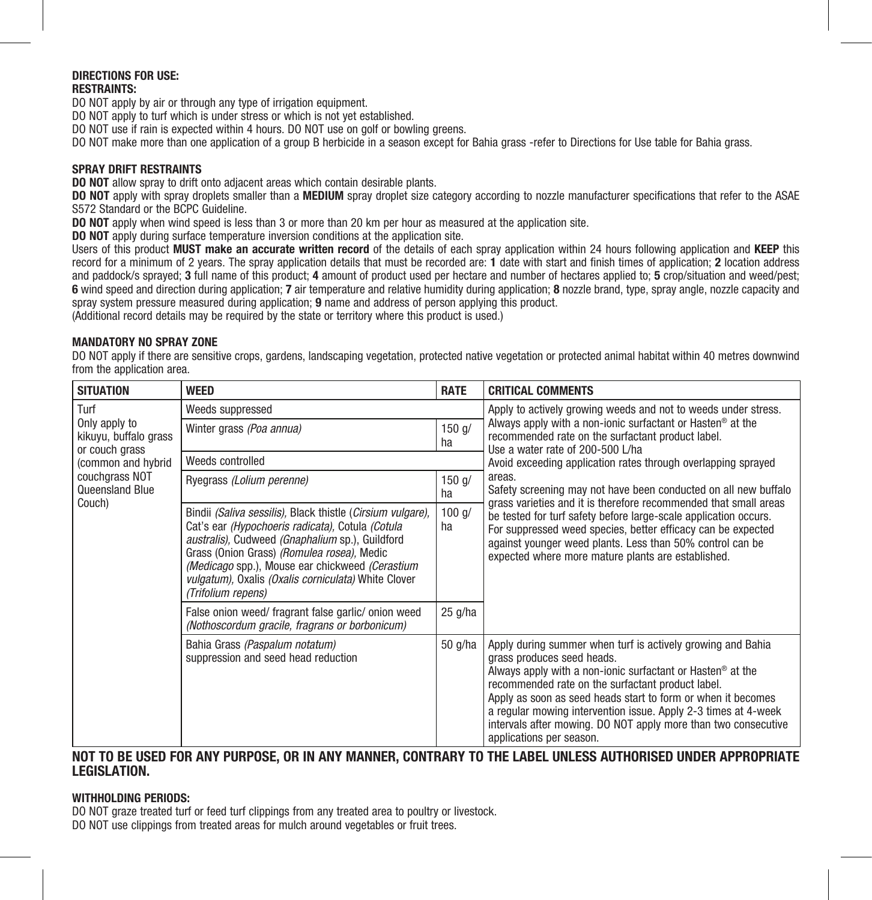**DIRECTIONS FOR USE:**

**RESTRAINTS:**

DO NOT apply by air or through any type of irrigation equipment.

DO NOT apply to turf which is under stress or which is not yet established.

DO NOT use if rain is expected within 4 hours. DO NOT use on golf or bowling greens.

DO NOT make more than one application of a group B herbicide in a season except for Bahia grass -refer to Directions for Use table for Bahia grass.

**SPRAY DRIFT RESTRAINTS**

**DO NOT** allow spray to drift onto adjacent areas which contain desirable plants.

**DO NOT** apply with spray droplets smaller than a **MEDIUM** spray droplet size category according to nozzle manufacturer specifications that refer to the ASAE S572 Standard or the BCPC Guideline.

**DO NOT** apply when wind speed is less than 3 or more than 20 km per hour as measured at the application site.

**DO NOT** apply during surface temperature inversion conditions at the application site.

Users of this product **MUST make an accurate written record** of the details of each spray application within 24 hours following application and **KEEP** this record for a minimum of 2 years. The spray application details that must be recorded are: **1** date with start and finish times of application; **2** location address and paddock/s sprayed; **3** full name of this product; **4** amount of product used per hectare and number of hectares applied to; **5** crop/situation and weed/pest; **6** wind speed and direction during application; **7** air temperature and relative humidity during application; **8** nozzle brand, type, spray angle, nozzle capacity and spray system pressure measured during application; **9** name and address of person applying this product.

(Additional record details may be required by the state or territory where this product is used.)

**MANDATORY NO SPRAY ZONE**

DO NOT apply if there are sensitive crops, gardens, landscaping vegetation, protected native vegetation or protected animal habitat within 40 metres downwind from the application area.

| SITUATION | WEED | RATE | CRITICAL COMMENTS |
|---|---|---|---|
| Turf<br>Only apply to kikuyu, buffalo grass or couch grass (common and hybrid couchgrass NOT Queensland Blue Couch) | Weeds suppressed | | Apply to actively growing weeds and not to weeds under stress.<br>Always apply with a non-ionic surfactant or Hasten® at the recommended rate on the surfactant product label.<br>Use a water rate of 200-500 L/ha<br>Avoid exceeding application rates through overlapping sprayed areas.<br>Safety screening may not have been conducted on all new buffalo grass varieties and it is therefore recommended that small areas be tested for turf safety before large-scale application occurs.<br>For suppressed weed species, better efficacy can be expected against younger weed plants. Less than 50% control can be expected where more mature plants are established. |
| | Winter grass *(Poa annua)* | 150 g/ha | |
| | Weeds controlled | | |
| | Ryegrass *(Lolium perenne)* | 150 g/ha | |
| | Bindii *(Saliva sessilis),* Black thistle (*Cirsium vulgare),* Cat's ear *(Hypochoeris radicata),* Cotula *(Cotula australis),* Cudweed *(Gnaphalium* sp.), Guildford Grass (Onion Grass) *(Romulea rosea),* Medic *(Medicago* spp.), Mouse ear chickweed *(Cerastium vulgatum),* Oxalis *(Oxalis corniculata)* White Clover *(Trifolium repens)* | 100 g/ha | |
| | False onion weed/ fragrant false garlic/ onion weed *(Nothoscordum gracile, fragrans or borbonicum)* | 25 g/ha | |
| | Bahia Grass *(Paspalum notatum)* suppression and seed head reduction | 50 g/ha | Apply during summer when turf is actively growing and Bahia grass produces seed heads.<br>Always apply with a non-ionic surfactant or Hasten® at the recommended rate on the surfactant product label.<br>Apply as soon as seed heads start to form or when it becomes a regular mowing intervention issue. Apply 2-3 times at 4-week intervals after mowing. DO NOT apply more than two consecutive applications per season. |

**NOT TO BE USED FOR ANY PURPOSE, OR IN ANY MANNER, CONTRARY TO THE LABEL UNLESS AUTHORISED UNDER APPROPRIATE LEGISLATION.**

**WITHHOLDING PERIODS:**

DO NOT graze treated turf or feed turf clippings from any treated area to poultry or livestock.

DO NOT use clippings from treated areas for mulch around vegetables or fruit trees.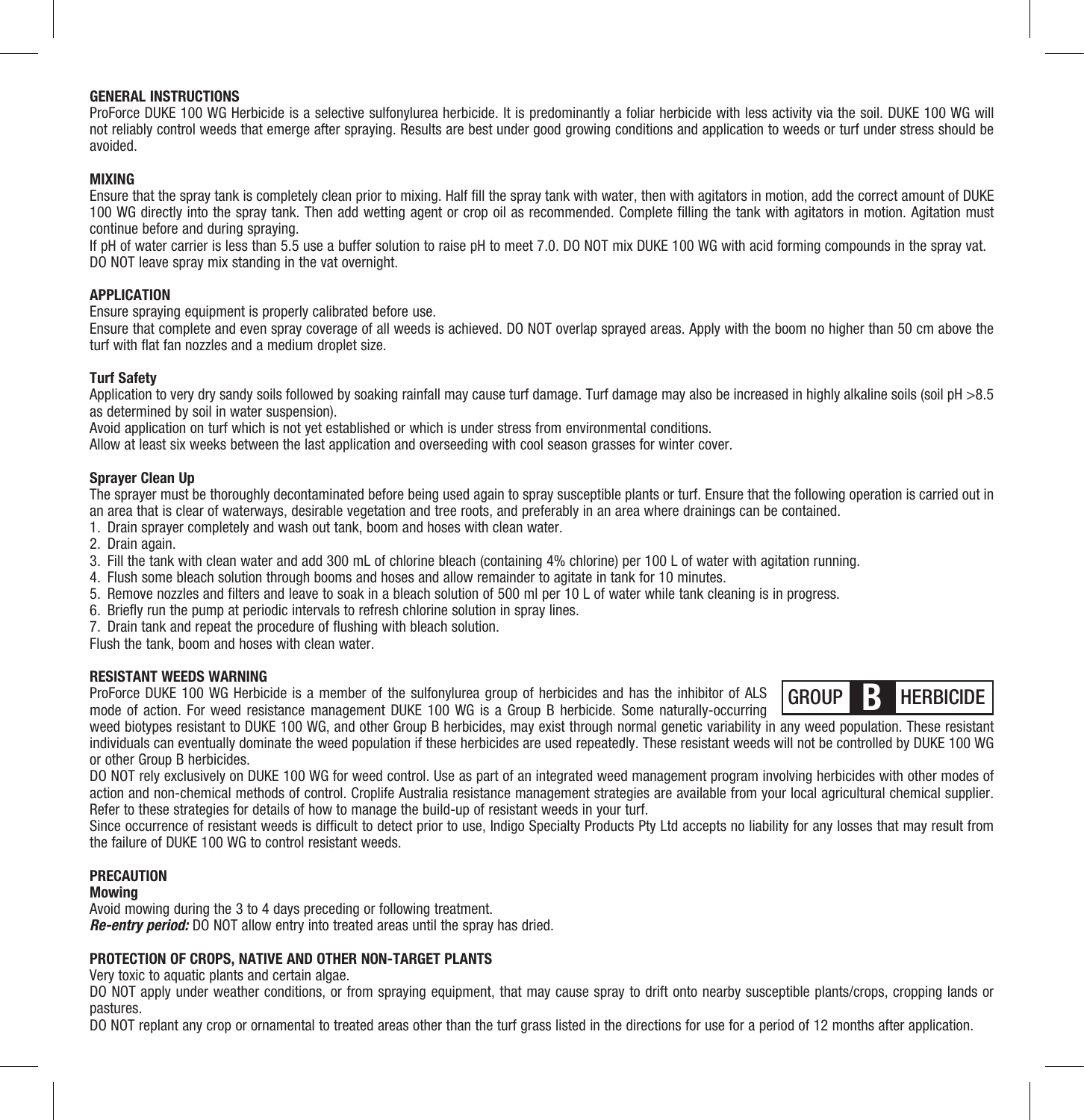## GENERAL INSTRUCTIONS

ProForce DUKE 100 WG Herbicide is a selective sulfonylurea herbicide. It is predominantly a foliar herbicide with less activity via the soil. DUKE 100 WG will not reliably control weeds that emerge after spraying. Results are best under good growing conditions and application to weeds or turf under stress should be avoided.

## MIXING

Ensure that the spray tank is completely clean prior to mixing. Half fill the spray tank with water, then with agitators in motion, add the correct amount of DUKE 100 WG directly into the spray tank. Then add wetting agent or crop oil as recommended. Complete filling the tank with agitators in motion. Agitation must continue before and during spraying.

If pH of water carrier is less than 5.5 use a buffer solution to raise pH to meet 7.0. DO NOT mix DUKE 100 WG with acid forming compounds in the spray vat. DO NOT leave spray mix standing in the vat overnight.

## APPLICATION

Ensure spraying equipment is properly calibrated before use.

Ensure that complete and even spray coverage of all weeds is achieved. DO NOT overlap sprayed areas. Apply with the boom no higher than 50 cm above the turf with flat fan nozzles and a medium droplet size.

### Turf Safety

Application to very dry sandy soils followed by soaking rainfall may cause turf damage. Turf damage may also be increased in highly alkaline soils (soil pH >8.5 as determined by soil in water suspension).

Avoid application on turf which is not yet established or which is under stress from environmental conditions.

Allow at least six weeks between the last application and overseeding with cool season grasses for winter cover.

### Sprayer Clean Up

The sprayer must be thoroughly decontaminated before being used again to spray susceptible plants or turf. Ensure that the following operation is carried out in an area that is clear of waterways, desirable vegetation and tree roots, and preferably in an area where drainings can be contained.

1. Drain sprayer completely and wash out tank, boom and hoses with clean water.
2. Drain again.
3. Fill the tank with clean water and add 300 mL of chlorine bleach (containing 4% chlorine) per 100 L of water with agitation running.
4. Flush some bleach solution through booms and hoses and allow remainder to agitate in tank for 10 minutes.
5. Remove nozzles and filters and leave to soak in a bleach solution of 500 ml per 10 L of water while tank cleaning is in progress.
6. Briefly run the pump at periodic intervals to refresh chlorine solution in spray lines.
7. Drain tank and repeat the procedure of flushing with bleach solution.

Flush the tank, boom and hoses with clean water.

## RESISTANT WEEDS WARNING

**GROUP B HERBICIDE**

ProForce DUKE 100 WG Herbicide is a member of the sulfonylurea group of herbicides and has the inhibitor of ALS mode of action. For weed resistance management DUKE 100 WG is a Group B herbicide. Some naturally-occurring weed biotypes resistant to DUKE 100 WG, and other Group B herbicides, may exist through normal genetic variability in any weed population. These resistant individuals can eventually dominate the weed population if these herbicides are used repeatedly. These resistant weeds will not be controlled by DUKE 100 WG or other Group B herbicides.

DO NOT rely exclusively on DUKE 100 WG for weed control. Use as part of an integrated weed management program involving herbicides with other modes of action and non-chemical methods of control. Croplife Australia resistance management strategies are available from your local agricultural chemical supplier. Refer to these strategies for details of how to manage the build-up of resistant weeds in your turf.

Since occurrence of resistant weeds is difficult to detect prior to use, Indigo Specialty Products Pty Ltd accepts no liability for any losses that may result from the failure of DUKE 100 WG to control resistant weeds.

## PRECAUTION

### Mowing

Avoid mowing during the 3 to 4 days preceding or following treatment.

***Re-entry period:*** DO NOT allow entry into treated areas until the spray has dried.

## PROTECTION OF CROPS, NATIVE AND OTHER NON-TARGET PLANTS

Very toxic to aquatic plants and certain algae.

DO NOT apply under weather conditions, or from spraying equipment, that may cause spray to drift onto nearby susceptible plants/crops, cropping lands or pastures.

DO NOT replant any crop or ornamental to treated areas other than the turf grass listed in the directions for use for a period of 12 months after application.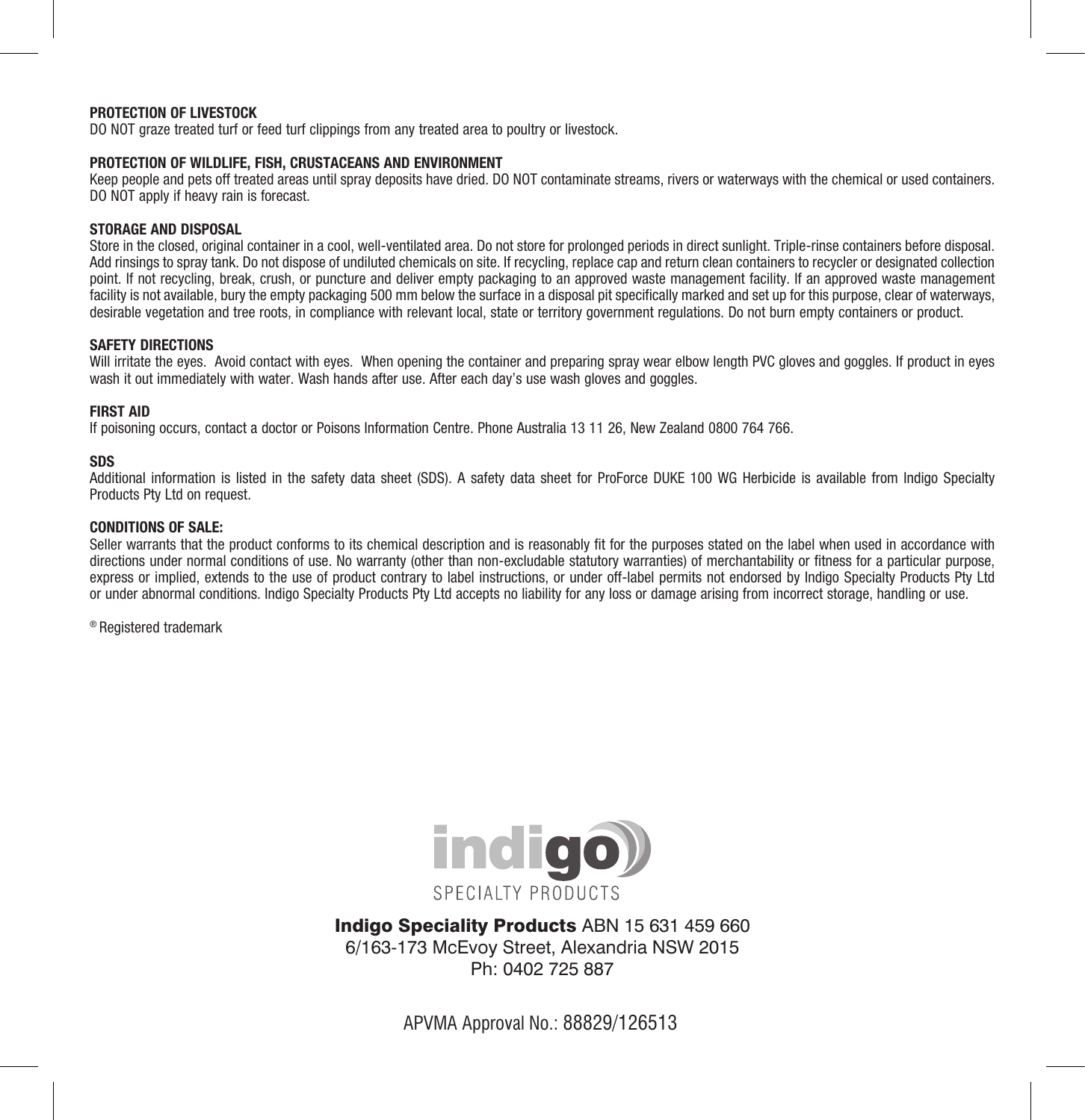**PROTECTION OF LIVESTOCK**

DO NOT graze treated turf or feed turf clippings from any treated area to poultry or livestock.

**PROTECTION OF WILDLIFE, FISH, CRUSTACEANS AND ENVIRONMENT**

Keep people and pets off treated areas until spray deposits have dried. DO NOT contaminate streams, rivers or waterways with the chemical or used containers. DO NOT apply if heavy rain is forecast.

**STORAGE AND DISPOSAL**

Store in the closed, original container in a cool, well-ventilated area. Do not store for prolonged periods in direct sunlight. Triple-rinse containers before disposal. Add rinsings to spray tank. Do not dispose of undiluted chemicals on site. If recycling, replace cap and return clean containers to recycler or designated collection point. If not recycling, break, crush, or puncture and deliver empty packaging to an approved waste management facility. If an approved waste management facility is not available, bury the empty packaging 500 mm below the surface in a disposal pit specifically marked and set up for this purpose, clear of waterways, desirable vegetation and tree roots, in compliance with relevant local, state or territory government regulations. Do not burn empty containers or product.

**SAFETY DIRECTIONS**

Will irritate the eyes. Avoid contact with eyes. When opening the container and preparing spray wear elbow length PVC gloves and goggles. If product in eyes wash it out immediately with water. Wash hands after use. After each day's use wash gloves and goggles.

**FIRST AID**

If poisoning occurs, contact a doctor or Poisons Information Centre. Phone Australia 13 11 26, New Zealand 0800 764 766.

**SDS**

Additional information is listed in the safety data sheet (SDS). A safety data sheet for ProForce DUKE 100 WG Herbicide is available from Indigo Specialty Products Pty Ltd on request.

**CONDITIONS OF SALE:**

Seller warrants that the product conforms to its chemical description and is reasonably fit for the purposes stated on the label when used in accordance with directions under normal conditions of use. No warranty (other than non-excludable statutory warranties) of merchantability or fitness for a particular purpose, express or implied, extends to the use of product contrary to label instructions, or under off-label permits not endorsed by Indigo Specialty Products Pty Ltd or under abnormal conditions. Indigo Specialty Products Pty Ltd accepts no liability for any loss or damage arising from incorrect storage, handling or use.

® Registered trademark

indigo SPECIALTY PRODUCTS

**Indigo Speciality Products** ABN 15 631 459 660
6/163-173 McEvoy Street, Alexandria NSW 2015
Ph: 0402 725 887

APVMA Approval No.: 88829/126513